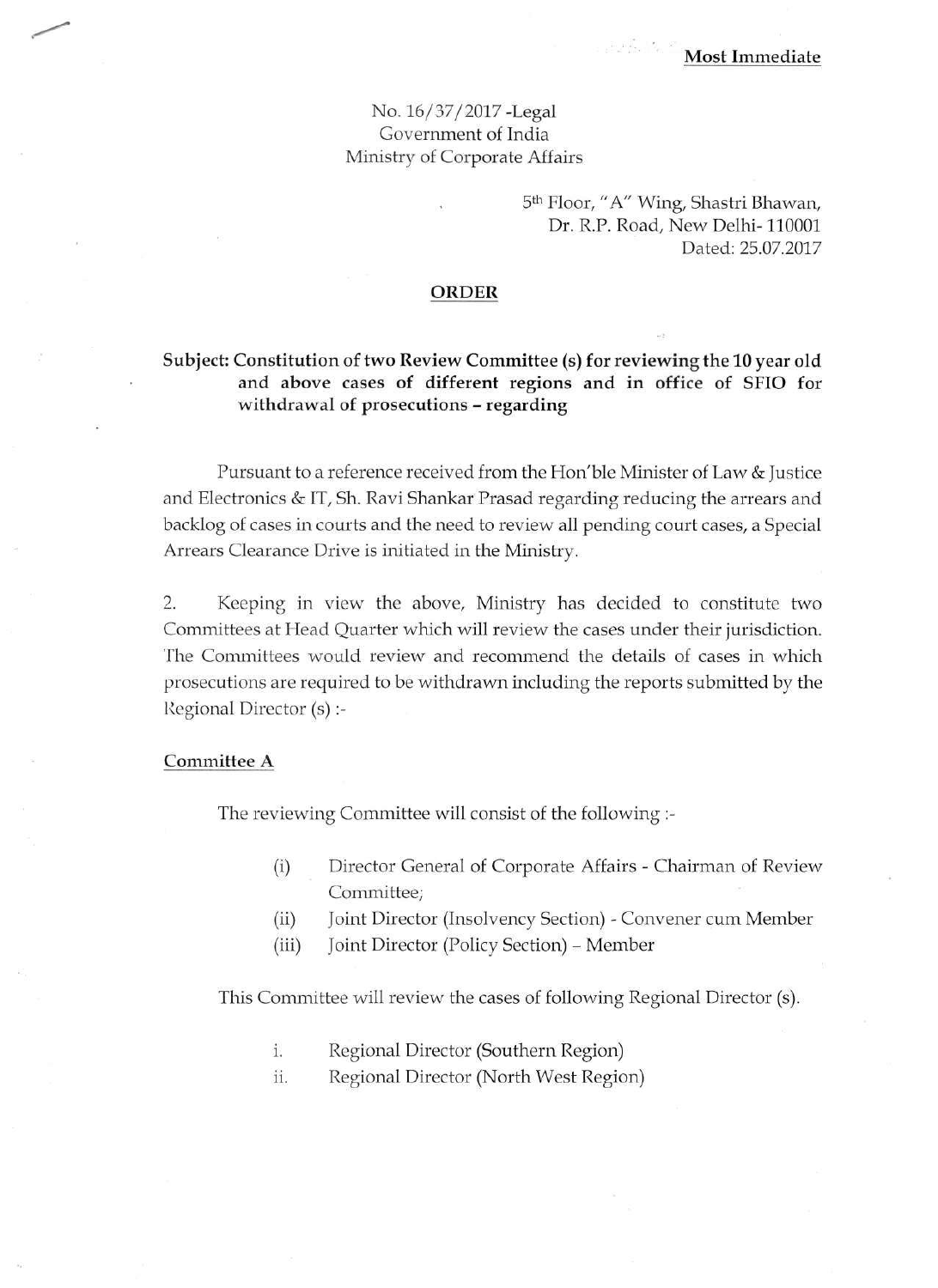**Most Immediate**

No. 16/37/2017 -Legal
Government of India
Ministry of Corporate Affairs

5th Floor, "A" Wing, Shastri Bhawan,
Dr. R.P. Road, New Delhi- 110001
Dated: 25.07.2017

## ORDER

**Subject: Constitution of two Review Committee (s) for reviewing the 10 year old and above cases of different regions and in office of SFIO for withdrawal of prosecutions – regarding**

Pursuant to a reference received from the Hon'ble Minister of Law & Justice and Electronics & IT, Sh. Ravi Shankar Prasad regarding reducing the arrears and backlog of cases in courts and the need to review all pending court cases, a Special Arrears Clearance Drive is initiated in the Ministry.

2. Keeping in view the above, Ministry has decided to constitute two Committees at Head Quarter which will review the cases under their jurisdiction. The Committees would review and recommend the details of cases in which prosecutions are required to be withdrawn including the reports submitted by the Regional Director (s) :-

### Committee A

The reviewing Committee will consist of the following :-

(i) Director General of Corporate Affairs - Chairman of Review Committee;
(ii) Joint Director (Insolvency Section) - Convener cum Member
(iii) Joint Director (Policy Section) – Member

This Committee will review the cases of following Regional Director (s).

i. Regional Director (Southern Region)
ii. Regional Director (North West Region)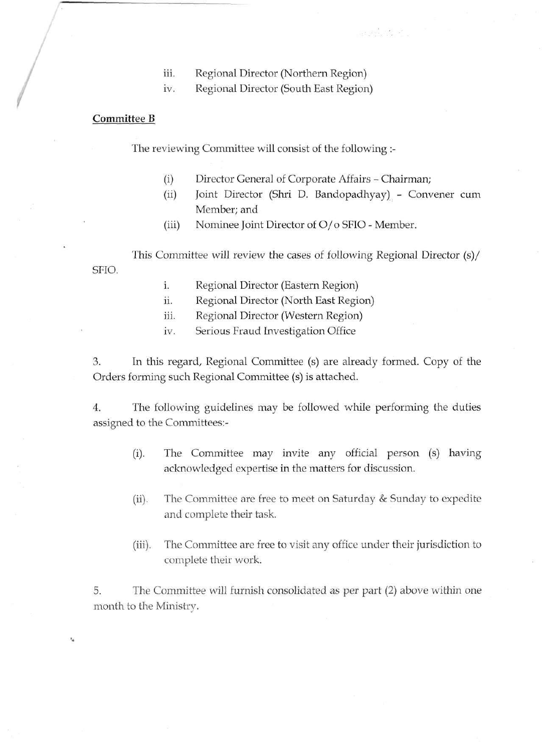iii. Regional Director (Northern Region)
iv. Regional Director (South East Region)

**Committee B**

The reviewing Committee will consist of the following :-

(i) Director General of Corporate Affairs – Chairman;
(ii) Joint Director (Shri D. Bandopadhyay) - Convener cum Member; and
(iii) Nominee Joint Director of O/o SFIO - Member.

This Committee will review the cases of following Regional Director (s)/ SFIO.

i. Regional Director (Eastern Region)
ii. Regional Director (North East Region)
iii. Regional Director (Western Region)
iv. Serious Fraud Investigation Office

3. In this regard, Regional Committee (s) are already formed. Copy of the Orders forming such Regional Committee (s) is attached.

4. The following guidelines may be followed while performing the duties assigned to the Committees:-

(i). The Committee may invite any official person (s) having acknowledged expertise in the matters for discussion.

(ii). The Committee are free to meet on Saturday & Sunday to expedite and complete their task.

(iii). The Committee are free to visit any office under their jurisdiction to complete their work.

5. The Committee will furnish consolidated as per part (2) above within one month to the Ministry.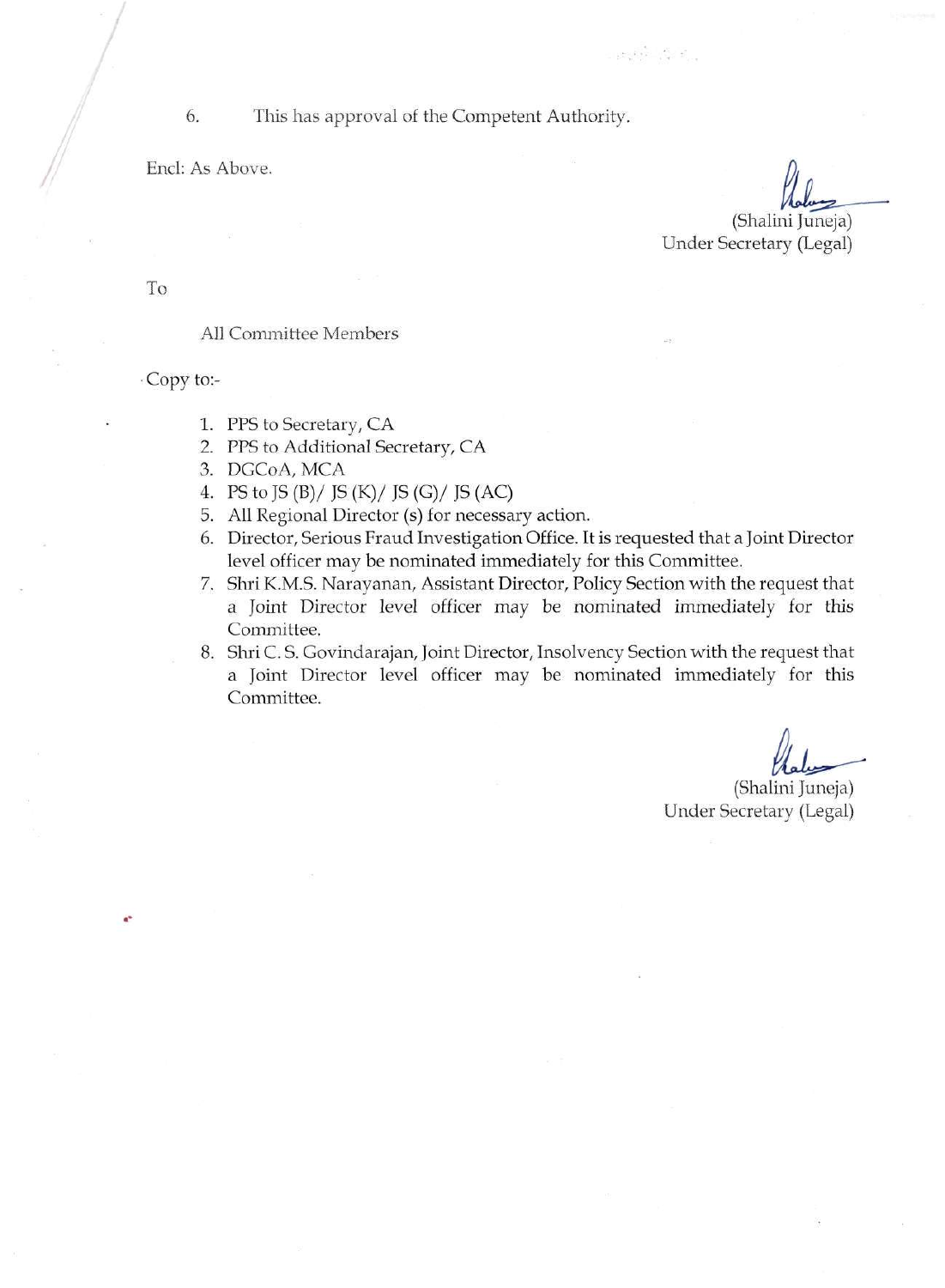6. This has approval of the Competent Authority.

Encl: As Above.

(Shalini Juneja)
Under Secretary (Legal)

To

All Committee Members

Copy to:-

1. PPS to Secretary, CA
2. PPS to Additional Secretary, CA
3. DGCoA, MCA
4. PS to JS (B)/ JS (K)/ JS (G)/ JS (AC)
5. All Regional Director (s) for necessary action.
6. Director, Serious Fraud Investigation Office. It is requested that a Joint Director level officer may be nominated immediately for this Committee.
7. Shri K.M.S. Narayanan, Assistant Director, Policy Section with the request that a Joint Director level officer may be nominated immediately for this Committee.
8. Shri C. S. Govindarajan, Joint Director, Insolvency Section with the request that a Joint Director level officer may be nominated immediately for this Committee.

(Shalini Juneja)
Under Secretary (Legal)